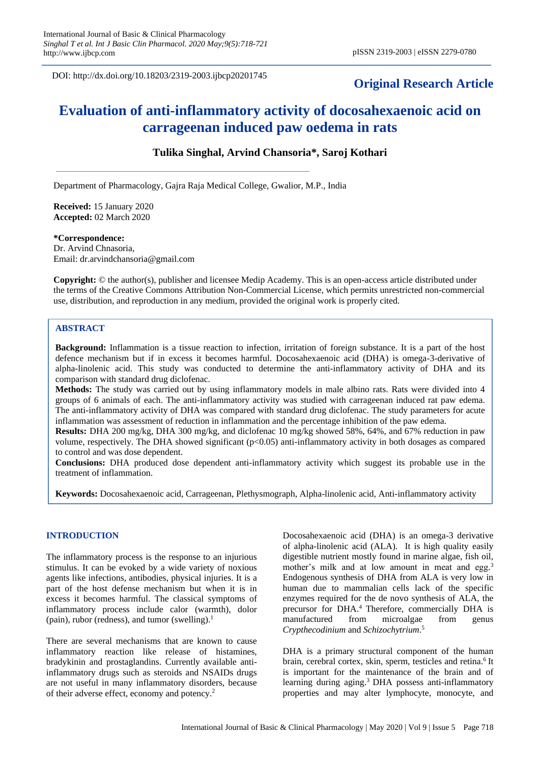DOI: http://dx.doi.org/10.18203/2319-2003.ijbcp20201745

**Original Research Article**

# Evaluation of anti-inflammatory activity of docosahexaenoic acid on carrageenan induced paw oedema in rats

**Tulika Singhal, Arvind Chansoria\*, Saroj Kothari**

Department of Pharmacology, Gajra Raja Medical College, Gwalior, M.P., India

**Received:** 15 January 2020
**Accepted:** 02 March 2020

**\*Correspondence:**
Dr. Arvind Chnasoria,
Email: dr.arvindchansoria@gmail.com

**Copyright:** © the author(s), publisher and licensee Medip Academy. This is an open-access article distributed under the terms of the Creative Commons Attribution Non-Commercial License, which permits unrestricted non-commercial use, distribution, and reproduction in any medium, provided the original work is properly cited.

## ABSTRACT

**Background:** Inflammation is a tissue reaction to infection, irritation of foreign substance. It is a part of the host defence mechanism but if in excess it becomes harmful. Docosahexaenoic acid (DHA) is omega-3-derivative of alpha-linolenic acid. This study was conducted to determine the anti-inflammatory activity of DHA and its comparison with standard drug diclofenac.

**Methods:** The study was carried out by using inflammatory models in male albino rats. Rats were divided into 4 groups of 6 animals of each. The anti-inflammatory activity was studied with carrageenan induced rat paw edema. The anti-inflammatory activity of DHA was compared with standard drug diclofenac. The study parameters for acute inflammation was assessment of reduction in inflammation and the percentage inhibition of the paw edema.

**Results:** DHA 200 mg/kg, DHA 300 mg/kg, and diclofenac 10 mg/kg showed 58%, 64%, and 67% reduction in paw volume, respectively. The DHA showed significant ($p<0.05$) anti-inflammatory activity in both dosages as compared to control and was dose dependent.

**Conclusions:** DHA produced dose dependent anti-inflammatory activity which suggest its probable use in the treatment of inflammation.

**Keywords:** Docosahexaenoic acid, Carrageenan, Plethysmograph, Alpha-linolenic acid, Anti-inflammatory activity

## INTRODUCTION

The inflammatory process is the response to an injurious stimulus. It can be evoked by a wide variety of noxious agents like infections, antibodies, physical injuries. It is a part of the host defense mechanism but when it is in excess it becomes harmful. The classical symptoms of inflammatory process include calor (warmth), dolor (pain), rubor (redness), and tumor (swelling).[1]

There are several mechanisms that are known to cause inflammatory reaction like release of histamines, bradykinin and prostaglandins. Currently available anti-inflammatory drugs such as steroids and NSAIDs drugs are not useful in many inflammatory disorders, because of their adverse effect, economy and potency.[2]

Docosahexaenoic acid (DHA) is an omega-3 derivative of alpha-linolenic acid (ALA). It is high quality easily digestible nutrient mostly found in marine algae, fish oil, mother's milk and at low amount in meat and egg.[3] Endogenous synthesis of DHA from ALA is very low in human due to mammalian cells lack of the specific enzymes required for the de novo synthesis of ALA, the precursor for DHA.[4] Therefore, commercially DHA is manufactured from microalgae from genus *Crypthecodinium* and *Schizochytrium*.[5]

DHA is a primary structural component of the human brain, cerebral cortex, skin, sperm, testicles and retina.[6] It is important for the maintenance of the brain and of learning during aging.[3] DHA possess anti-inflammatory properties and may alter lymphocyte, monocyte, and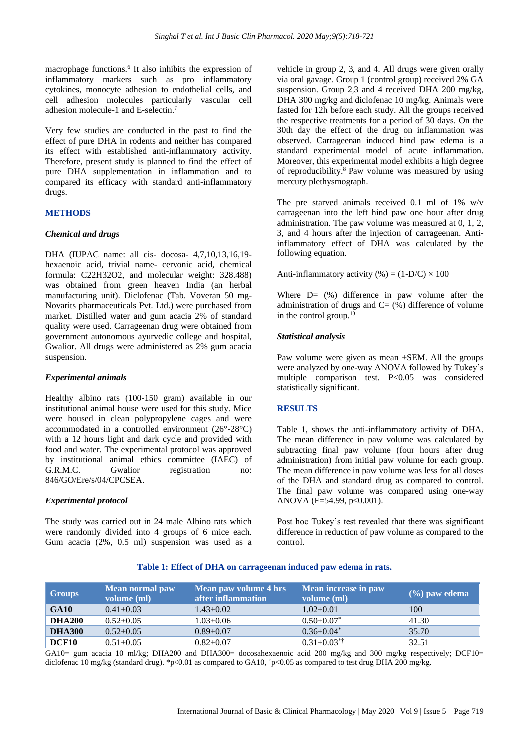macrophage functions.[6] It also inhibits the expression of inflammatory markers such as pro inflammatory cytokines, monocyte adhesion to endothelial cells, and cell adhesion molecules particularly vascular cell adhesion molecule-1 and E-selectin.[7]

Very few studies are conducted in the past to find the effect of pure DHA in rodents and neither has compared its effect with established anti-inflammatory activity. Therefore, present study is planned to find the effect of pure DHA supplementation in inflammation and to compared its efficacy with standard anti-inflammatory drugs.

## METHODS

### *Chemical and drugs*

DHA (IUPAC name: all cis- docosa- 4,7,10,13,16,19-hexaenoic acid, trivial name- cervonic acid, chemical formula: $C_{22}H_{32}O_2$, and molecular weight: 328.488) was obtained from green heaven India (an herbal manufacturing unit). Diclofenac (Tab. Voveran 50 mg-Novarits pharmaceuticals Pvt. Ltd.) were purchased from market. Distilled water and gum acacia 2% of standard quality were used. Carrageenan drug were obtained from government autonomous ayurvedic college and hospital, Gwalior. All drugs were administered as 2% gum acacia suspension.

### *Experimental animals*

Healthy albino rats (100-150 gram) available in our institutional animal house were used for this study. Mice were housed in clean polypropylene cages and were accommodated in a controlled environment (26°-28°C) with a 12 hours light and dark cycle and provided with food and water. The experimental protocol was approved by institutional animal ethics committee (IAEC) of G.R.M.C. Gwalior registration no: 846/GO/Ere/s/04/CPCSEA.

### *Experimental protocol*

The study was carried out in 24 male Albino rats which were randomly divided into 4 groups of 6 mice each. Gum acacia (2%, 0.5 ml) suspension was used as a vehicle in group 2, 3, and 4. All drugs were given orally via oral gavage. Group 1 (control group) received 2% GA suspension. Group 2,3 and 4 received DHA 200 mg/kg, DHA 300 mg/kg and diclofenac 10 mg/kg. Animals were fasted for 12h before each study. All the groups received the respective treatments for a period of 30 days. On the 30th day the effect of the drug on inflammation was observed. Carrageenan induced hind paw edema is a standard experimental model of acute inflammation. Moreover, this experimental model exhibits a high degree of reproducibility.[8] Paw volume was measured by using mercury plethysmograph.

The pre starved animals received 0.1 ml of 1% w/v carrageenan into the left hind paw one hour after drug administration. The paw volume was measured at 0, 1, 2, 3, and 4 hours after the injection of carrageenan. Anti-inflammatory effect of DHA was calculated by the following equation.

$$\text{Anti-inflammatory activity (\%)} = (1\text{-}D/C) \times 100$$

Where D= (%) difference in paw volume after the administration of drugs and C= (%) difference of volume in the control group.[10]

### *Statistical analysis*

Paw volume were given as mean ±SEM. All the groups were analyzed by one-way ANOVA followed by Tukey's multiple comparison test. $P<0.05$ was considered statistically significant.

## RESULTS

Table 1, shows the anti-inflammatory activity of DHA. The mean difference in paw volume was calculated by subtracting final paw volume (four hours after drug administration) from initial paw volume for each group. The mean difference in paw volume was less for all doses of the DHA and standard drug as compared to control. The final paw volume was compared using one-way ANOVA ($F=54.99$, $p<0.001$).

Post hoc Tukey's test revealed that there was significant difference in reduction of paw volume as compared to the control.

**Table 1: Effect of DHA on carrageenan induced paw edema in rats.**

| Groups | Mean normal paw volume (ml) | Mean paw volume 4 hrs after inflammation | Mean increase in paw volume (ml) | (%) paw edema |
|---|---|---|---|---|
| **GA10** | 0.41±0.03 | 1.43±0.02 | 1.02±0.01 | 100 |
| **DHA200** | 0.52±0.05 | 1.03±0.06 | 0.50±0.07* | 41.30 |
| **DHA300** | 0.52±0.05 | 0.89±0.07 | 0.36±0.04* | 35.70 |
| **DCF10** | 0.51±0.05 | 0.82±0.07 | 0.31±0.03*† | 32.51 |

GA10= gum acacia 10 ml/kg; DHA200 and DHA300= docosahexaenoic acid 200 mg/kg and 300 mg/kg respectively; DCF10= diclofenac 10 mg/kg (standard drug). *$p<0.01$ as compared to GA10, †$p<0.05$ as compared to test drug DHA 200 mg/kg.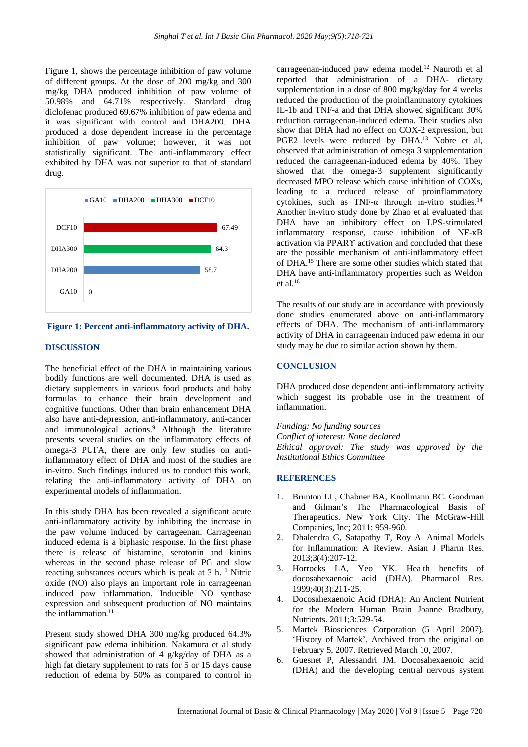Figure 1, shows the percentage inhibition of paw volume of different groups. At the dose of 200 mg/kg and 300 mg/kg DHA produced inhibition of paw volume of 50.98% and 64.71% respectively. Standard drug diclofenac produced 69.67% inhibition of paw edema and it was significant with control and DHA200. DHA produced a dose dependent increase in the percentage inhibition of paw volume; however, it was not statistically significant. The anti-inflammatory effect exhibited by DHA was not superior to that of standard drug.

**Figure 1: Percent anti-inflammatory activity of DHA.**

## DISCUSSION

The beneficial effect of the DHA in maintaining various bodily functions are well documented. DHA is used as dietary supplements in various food products and baby formulas to enhance their brain development and cognitive functions. Other than brain enhancement DHA also have anti-depression, anti-inflammatory, anti-cancer and immunological actions.[9] Although the literature presents several studies on the inflammatory effects of omega-3 PUFA, there are only few studies on anti-inflammatory effect of DHA and most of the studies are in-vitro. Such findings induced us to conduct this work, relating the anti-inflammatory activity of DHA on experimental models of inflammation.

In this study DHA has been revealed a significant acute anti-inflammatory activity by inhibiting the increase in the paw volume induced by carrageenan. Carrageenan induced edema is a biphasic response. In the first phase there is release of histamine, serotonin and kinins whereas in the second phase release of PG and slow reacting substances occurs which is peak at 3 h.[10] Nitric oxide (NO) also plays an important role in carrageenan induced paw inflammation. Inducible NO synthase expression and subsequent production of NO maintains the inflammation.[11]

Present study showed DHA 300 mg/kg produced 64.3% significant paw edema inhibition. Nakamura et al study showed that administration of 4 g/kg/day of DHA as a high fat dietary supplement to rats for 5 or 15 days cause reduction of edema by 50% as compared to control in carrageenan-induced paw edema model.[12] Nauroth et al reported that administration of a DHA- dietary supplementation in a dose of 800 mg/kg/day for 4 weeks reduced the production of the proinflammatory cytokines IL-1b and TNF-a and that DHA showed significant 30% reduction carrageenan-induced edema. Their studies also show that DHA had no effect on COX-2 expression, but PGE2 levels were reduced by DHA.[13] Nobre et al, observed that administration of omega 3 supplementation reduced the carrageenan-induced edema by 40%. They showed that the omega-3 supplement significantly decreased MPO release which cause inhibition of COXs, leading to a reduced release of proinflammatory cytokines, such as TNF-α through in-vitro studies.[14] Another in-vitro study done by Zhao et al evaluated that DHA have an inhibitory effect on LPS-stimulated inflammatory response, cause inhibition of NF-κB activation via PPARϒ activation and concluded that these are the possible mechanism of anti-inflammatory effect of DHA.[15] There are some other studies which stated that DHA have anti-inflammatory properties such as Weldon et al.[16]

The results of our study are in accordance with previously done studies enumerated above on anti-inflammatory effects of DHA. The mechanism of anti-inflammatory activity of DHA in carrageenan induced paw edema in our study may be due to similar action shown by them.

## CONCLUSION

DHA produced dose dependent anti-inflammatory activity which suggest its probable use in the treatment of inflammation.

*Funding: No funding sources*
*Conflict of interest: None declared*
*Ethical approval: The study was approved by the Institutional Ethics Committee*

## REFERENCES

1. Brunton LL, Chabner BA, Knollmann BC. Goodman and Gilman's The Pharmacological Basis of Therapeutics. New York City. The McGraw-Hill Companies, Inc; 2011: 959-960.
2. Dhalendra G, Satapathy T, Roy A. Animal Models for Inflammation: A Review. Asian J Pharm Res. 2013;3(4):207-12.
3. Horrocks LA, Yeo YK. Health benefits of docosahexaenoic acid (DHA). Pharmacol Res. 1999;40(3):211-25.
4. Docosahexaenoic Acid (DHA): An Ancient Nutrient for the Modern Human Brain Joanne Bradbury, Nutrients. 2011;3:529-54.
5. Martek Biosciences Corporation (5 April 2007). 'History of Martek'. Archived from the original on February 5, 2007. Retrieved March 10, 2007.
6. Guesnet P, Alessandri JM. Docosahexaenoic acid (DHA) and the developing central nervous system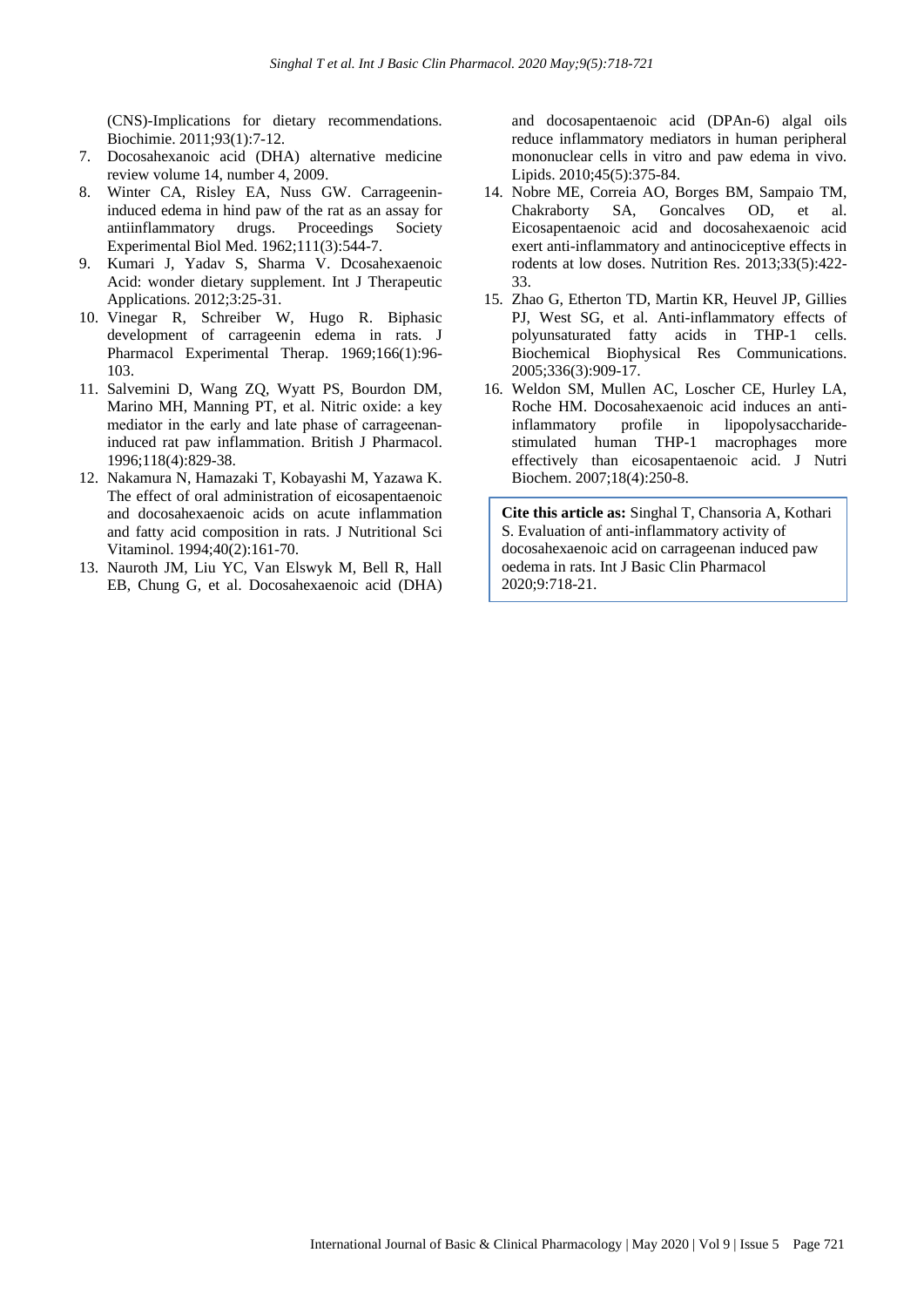(CNS)-Implications for dietary recommendations. Biochimie. 2011;93(1):7-12.

7. Docosahexanoic acid (DHA) alternative medicine review volume 14, number 4, 2009.
8. Winter CA, Risley EA, Nuss GW. Carrageenin-induced edema in hind paw of the rat as an assay for antiinflammatory drugs. Proceedings Society Experimental Biol Med. 1962;111(3):544-7.
9. Kumari J, Yadav S, Sharma V. Dcosahexaenoic Acid: wonder dietary supplement. Int J Therapeutic Applications. 2012;3:25-31.
10. Vinegar R, Schreiber W, Hugo R. Biphasic development of carrageenin edema in rats. J Pharmacol Experimental Therap. 1969;166(1):96-103.
11. Salvemini D, Wang ZQ, Wyatt PS, Bourdon DM, Marino MH, Manning PT, et al. Nitric oxide: a key mediator in the early and late phase of carrageenan-induced rat paw inflammation. British J Pharmacol. 1996;118(4):829-38.
12. Nakamura N, Hamazaki T, Kobayashi M, Yazawa K. The effect of oral administration of eicosapentaenoic and docosahexaenoic acids on acute inflammation and fatty acid composition in rats. J Nutritional Sci Vitaminol. 1994;40(2):161-70.
13. Nauroth JM, Liu YC, Van Elswyk M, Bell R, Hall EB, Chung G, et al. Docosahexaenoic acid (DHA) and docosapentaenoic acid (DPAn-6) algal oils reduce inflammatory mediators in human peripheral mononuclear cells in vitro and paw edema in vivo. Lipids. 2010;45(5):375-84.
14. Nobre ME, Correia AO, Borges BM, Sampaio TM, Chakraborty SA, Goncalves OD, et al. Eicosapentaenoic acid and docosahexaenoic acid exert anti-inflammatory and antinociceptive effects in rodents at low doses. Nutrition Res. 2013;33(5):422-33.
15. Zhao G, Etherton TD, Martin KR, Heuvel JP, Gillies PJ, West SG, et al. Anti-inflammatory effects of polyunsaturated fatty acids in THP-1 cells. Biochemical Biophysical Res Communications. 2005;336(3):909-17.
16. Weldon SM, Mullen AC, Loscher CE, Hurley LA, Roche HM. Docosahexaenoic acid induces an anti-inflammatory profile in lipopolysaccharide-stimulated human THP-1 macrophages more effectively than eicosapentaenoic acid. J Nutri Biochem. 2007;18(4):250-8.

**Cite this article as:** Singhal T, Chansoria A, Kothari S. Evaluation of anti-inflammatory activity of docosahexaenoic acid on carrageenan induced paw oedema in rats. Int J Basic Clin Pharmacol 2020;9:718-21.